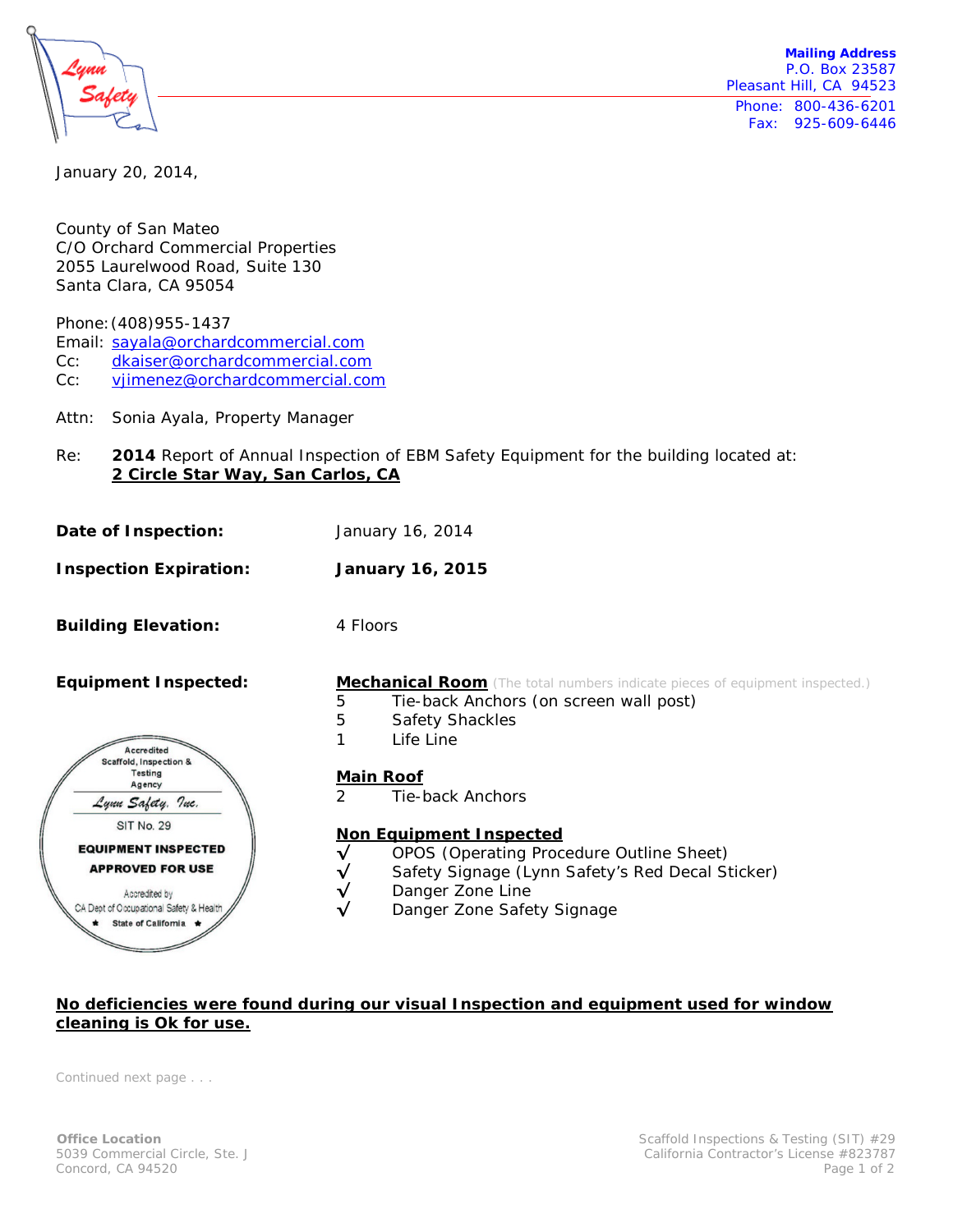**Mailing Address**
P.O. Box 23587
Pleasant Hill, CA 94523
Phone: 800-436-6201
Fax: 925-609-6446

January 20, 2014,

County of San Mateo
C/O Orchard Commercial Properties
2055 Laurelwood Road, Suite 130
Santa Clara, CA 95054

Phone: (408)955-1437
Email: sayala@orchardcommercial.com
Cc: dkaiser@orchardcommercial.com
Cc: vjimenez@orchardcommercial.com

Attn: Sonia Ayala, Property Manager

Re: **2014** Report of Annual Inspection of EBM Safety Equipment for the building located at: **2 Circle Star Way, San Carlos, CA**

**Date of Inspection:** January 16, 2014

**Inspection Expiration:** **January 16, 2015**

**Building Elevation:** 4 Floors

**Equipment Inspected:**

**Mechanical Room** (The total numbers indicate pieces of equipment inspected.)

- 5 Tie-back Anchors (on screen wall post)
- 5 Safety Shackles
- 1 Life Line

**Main Roof**

- 2 Tie-back Anchors

**Non Equipment Inspected**

- √ OPOS (Operating Procedure Outline Sheet)
- √ Safety Signage (Lynn Safety's Red Decal Sticker)
- √ Danger Zone Line
- √ Danger Zone Safety Signage

Accredited Scaffold, Inspection & Testing Agency
Lynn Safety, Inc.
SIT No. 29
**EQUIPMENT INSPECTED**
**APPROVED FOR USE**
Accredited by CA Dept of Occupational Safety & Health
State of California

**No deficiencies were found during our visual Inspection and equipment used for window cleaning is Ok for use.**

Continued next page . . .

**Office Location**
5039 Commercial Circle, Ste. J
Concord, CA 94520

Scaffold Inspections & Testing (SIT) #29
California Contractor's License #823787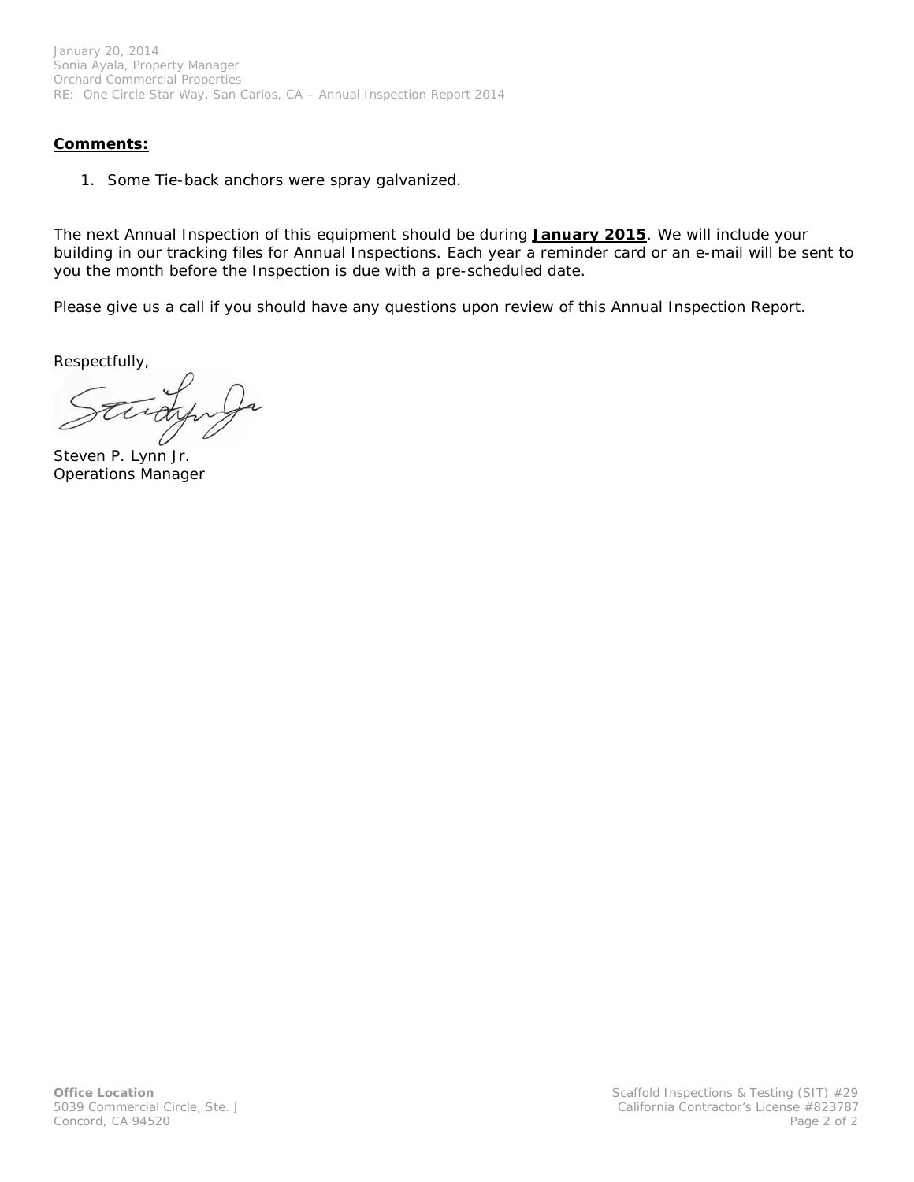**Comments:**

1. Some Tie-back anchors were spray galvanized.

The next Annual Inspection of this equipment should be during **January 2015**. We will include your building in our tracking files for Annual Inspections. Each year a reminder card or an e-mail will be sent to you the month before the Inspection is due with a pre-scheduled date.

Please give us a call if you should have any questions upon review of this Annual Inspection Report.

Respectfully,

Steven P. Lynn Jr.
Operations Manager